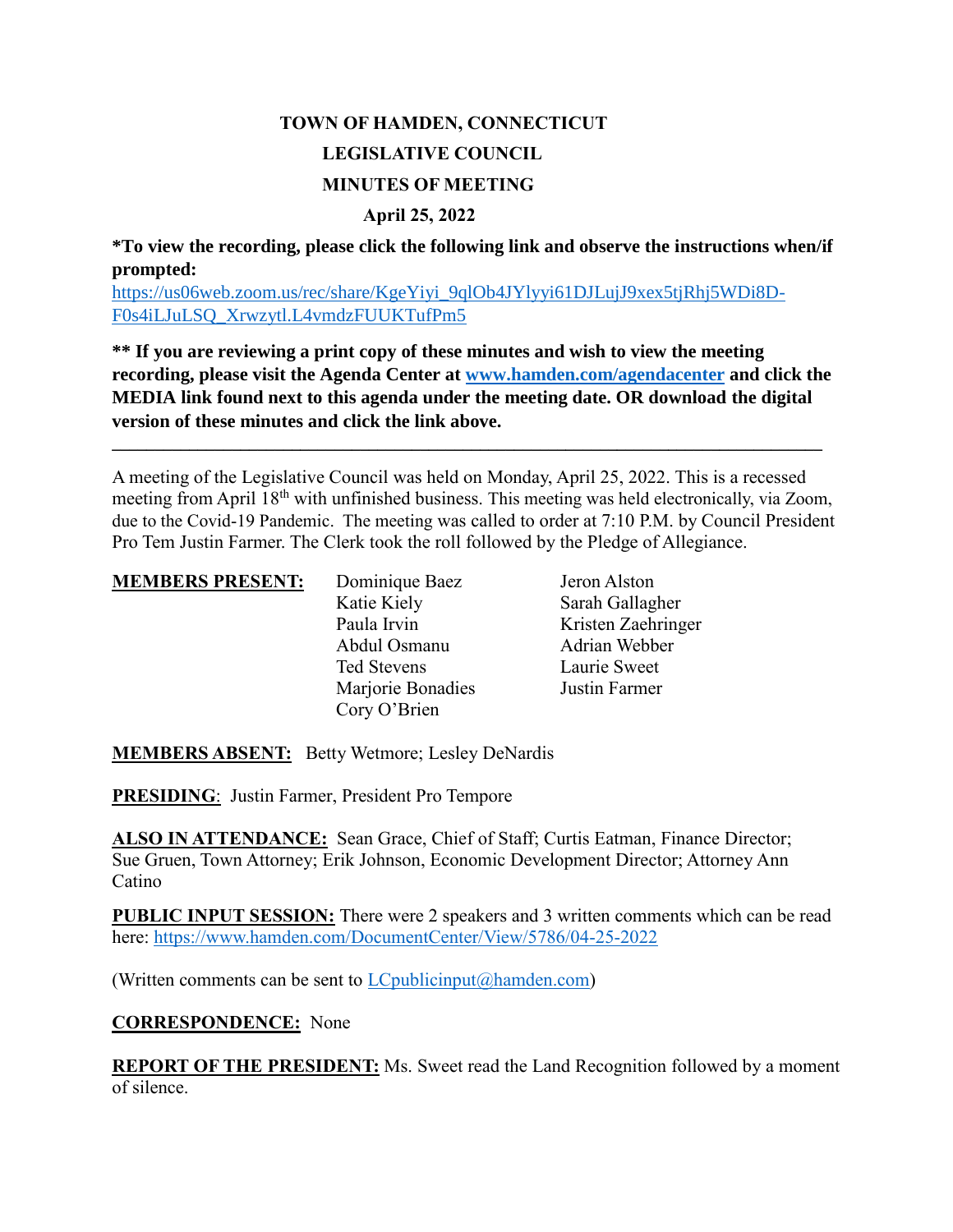# TOWN OF HAMDEN, CONNECTICUT

## LEGISLATIVE COUNCIL

## MINUTES OF MEETING

### April 25, 2022

**\*To view the recording, please click the following link and observe the instructions when/if prompted:**
https://us06web.zoom.us/rec/share/KgeYiyi_9qlOb4JYlyyi61DJLujJ9xex5tjRhj5WDi8D-F0s4iLJuLSQ_Xrwzytl.L4vmdzFUUKTufPm5

**\*\* If you are reviewing a print copy of these minutes and wish to view the meeting recording, please visit the Agenda Center at www.hamden.com/agendacenter and click the MEDIA link found next to this agenda under the meeting date. OR download the digital version of these minutes and click the link above.**

---

A meeting of the Legislative Council was held on Monday, April 25, 2022. This is a recessed meeting from April 18th with unfinished business. This meeting was held electronically, via Zoom, due to the Covid-19 Pandemic. The meeting was called to order at 7:10 P.M. by Council President Pro Tem Justin Farmer. The Clerk took the roll followed by the Pledge of Allegiance.

**MEMBERS PRESENT:**

- Dominique Baez
- Katie Kiely
- Paula Irvin
- Abdul Osmanu
- Ted Stevens
- Marjorie Bonadies
- Cory O'Brien
- Jeron Alston
- Sarah Gallagher
- Kristen Zaehringer
- Adrian Webber
- Laurie Sweet
- Justin Farmer

**MEMBERS ABSENT:** Betty Wetmore; Lesley DeNardis

**PRESIDING**: Justin Farmer, President Pro Tempore

**ALSO IN ATTENDANCE:** Sean Grace, Chief of Staff; Curtis Eatman, Finance Director; Sue Gruen, Town Attorney; Erik Johnson, Economic Development Director; Attorney Ann Catino

**PUBLIC INPUT SESSION:** There were 2 speakers and 3 written comments which can be read here: https://www.hamden.com/DocumentCenter/View/5786/04-25-2022

(Written comments can be sent to LCpublicinput@hamden.com)

**CORRESPONDENCE:** None

**REPORT OF THE PRESIDENT:** Ms. Sweet read the Land Recognition followed by a moment of silence.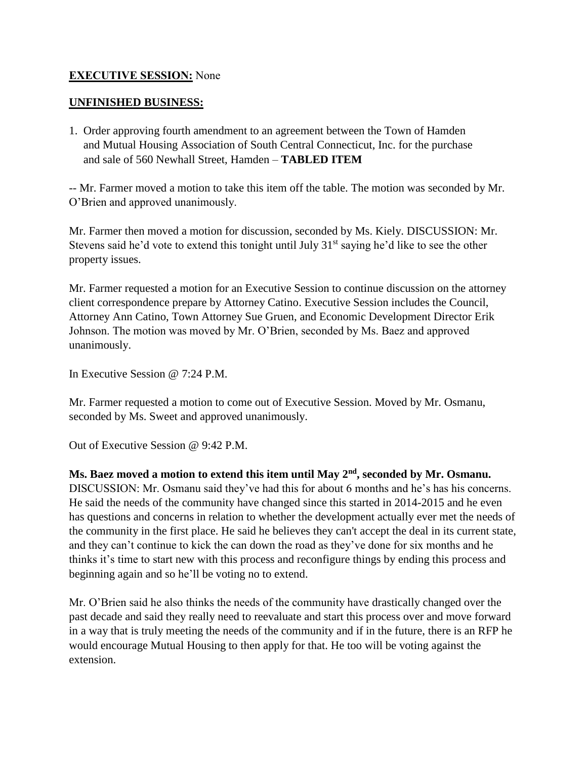**EXECUTIVE SESSION:** None

**UNFINISHED BUSINESS:**

1. Order approving fourth amendment to an agreement between the Town of Hamden and Mutual Housing Association of South Central Connecticut, Inc. for the purchase and sale of 560 Newhall Street, Hamden – **TABLED ITEM**

-- Mr. Farmer moved a motion to take this item off the table. The motion was seconded by Mr. O'Brien and approved unanimously.

Mr. Farmer then moved a motion for discussion, seconded by Ms. Kiely. DISCUSSION: Mr. Stevens said he'd vote to extend this tonight until July 31st saying he'd like to see the other property issues.

Mr. Farmer requested a motion for an Executive Session to continue discussion on the attorney client correspondence prepare by Attorney Catino. Executive Session includes the Council, Attorney Ann Catino, Town Attorney Sue Gruen, and Economic Development Director Erik Johnson. The motion was moved by Mr. O'Brien, seconded by Ms. Baez and approved unanimously.

In Executive Session @ 7:24 P.M.

Mr. Farmer requested a motion to come out of Executive Session. Moved by Mr. Osmanu, seconded by Ms. Sweet and approved unanimously.

Out of Executive Session @ 9:42 P.M.

**Ms. Baez moved a motion to extend this item until May 2nd, seconded by Mr. Osmanu.** DISCUSSION: Mr. Osmanu said they've had this for about 6 months and he's has his concerns. He said the needs of the community have changed since this started in 2014-2015 and he even has questions and concerns in relation to whether the development actually ever met the needs of the community in the first place. He said he believes they can't accept the deal in its current state, and they can't continue to kick the can down the road as they've done for six months and he thinks it's time to start new with this process and reconfigure things by ending this process and beginning again and so he'll be voting no to extend.

Mr. O'Brien said he also thinks the needs of the community have drastically changed over the past decade and said they really need to reevaluate and start this process over and move forward in a way that is truly meeting the needs of the community and if in the future, there is an RFP he would encourage Mutual Housing to then apply for that. He too will be voting against the extension.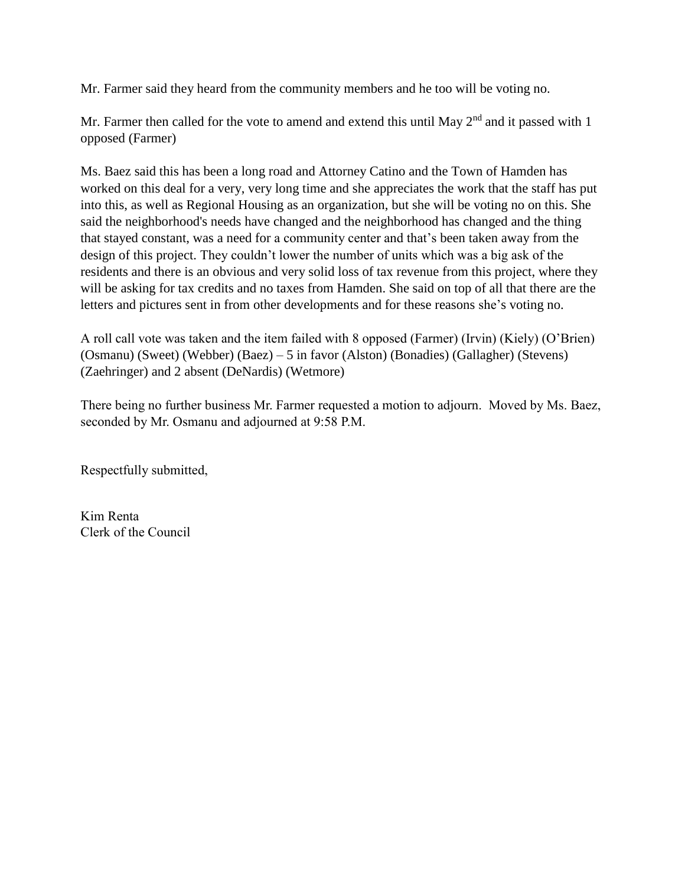Mr. Farmer said they heard from the community members and he too will be voting no.

Mr. Farmer then called for the vote to amend and extend this until May 2nd and it passed with 1 opposed (Farmer)

Ms. Baez said this has been a long road and Attorney Catino and the Town of Hamden has worked on this deal for a very, very long time and she appreciates the work that the staff has put into this, as well as Regional Housing as an organization, but she will be voting no on this. She said the neighborhood's needs have changed and the neighborhood has changed and the thing that stayed constant, was a need for a community center and that's been taken away from the design of this project. They couldn't lower the number of units which was a big ask of the residents and there is an obvious and very solid loss of tax revenue from this project, where they will be asking for tax credits and no taxes from Hamden. She said on top of all that there are the letters and pictures sent in from other developments and for these reasons she's voting no.

A roll call vote was taken and the item failed with 8 opposed (Farmer) (Irvin) (Kiely) (O'Brien) (Osmanu) (Sweet) (Webber) (Baez) – 5 in favor (Alston) (Bonadies) (Gallagher) (Stevens) (Zaehringer) and 2 absent (DeNardis) (Wetmore)

There being no further business Mr. Farmer requested a motion to adjourn. Moved by Ms. Baez, seconded by Mr. Osmanu and adjourned at 9:58 P.M.

Respectfully submitted,

Kim Renta
Clerk of the Council